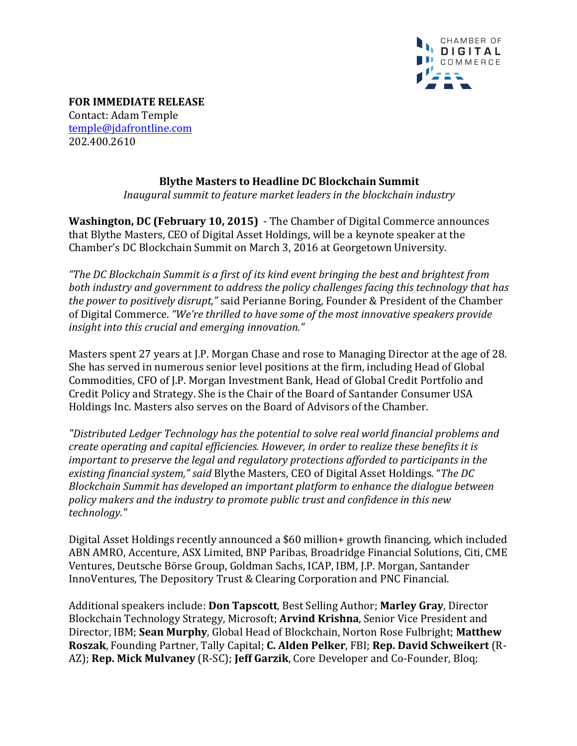**FOR IMMEDIATE RELEASE**
Contact: Adam Temple
temple@jdafrontline.com
202.400.2610

**Blythe Masters to Headline DC Blockchain Summit**
*Inaugural summit to feature market leaders in the blockchain industry*

**Washington, DC (February 10, 2015)** - The Chamber of Digital Commerce announces that Blythe Masters, CEO of Digital Asset Holdings, will be a keynote speaker at the Chamber's DC Blockchain Summit on March 3, 2016 at Georgetown University.

*"The DC Blockchain Summit is a first of its kind event bringing the best and brightest from both industry and government to address the policy challenges facing this technology that has the power to positively disrupt,"* said Perianne Boring, Founder & President of the Chamber of Digital Commerce. *"We're thrilled to have some of the most innovative speakers provide insight into this crucial and emerging innovation."*

Masters spent 27 years at J.P. Morgan Chase and rose to Managing Director at the age of 28. She has served in numerous senior level positions at the firm, including Head of Global Commodities, CFO of J.P. Morgan Investment Bank, Head of Global Credit Portfolio and Credit Policy and Strategy. She is the Chair of the Board of Santander Consumer USA Holdings Inc. Masters also serves on the Board of Advisors of the Chamber.

*"Distributed Ledger Technology has the potential to solve real world financial problems and create operating and capital efficiencies. However, in order to realize these benefits it is important to preserve the legal and regulatory protections afforded to participants in the existing financial system," said* Blythe Masters, CEO of Digital Asset Holdings. "*The DC Blockchain Summit has developed an important platform to enhance the dialogue between policy makers and the industry to promote public trust and confidence in this new technology."*

Digital Asset Holdings recently announced a $60 million+ growth financing, which included ABN AMRO, Accenture, ASX Limited, BNP Paribas, Broadridge Financial Solutions, Citi, CME Ventures, Deutsche Börse Group, Goldman Sachs, ICAP, IBM, J.P. Morgan, Santander InnoVentures, The Depository Trust & Clearing Corporation and PNC Financial.

Additional speakers include: **Don Tapscott**, Best Selling Author; **Marley Gray**, Director Blockchain Technology Strategy, Microsoft; **Arvind Krishna**, Senior Vice President and Director, IBM; **Sean Murphy**, Global Head of Blockchain, Norton Rose Fulbright; **Matthew Roszak**, Founding Partner, Tally Capital; **C. Alden Pelker**, FBI; **Rep. David Schweikert** (R-AZ); **Rep. Mick Mulvaney** (R-SC); **Jeff Garzik**, Core Developer and Co-Founder, Bloq;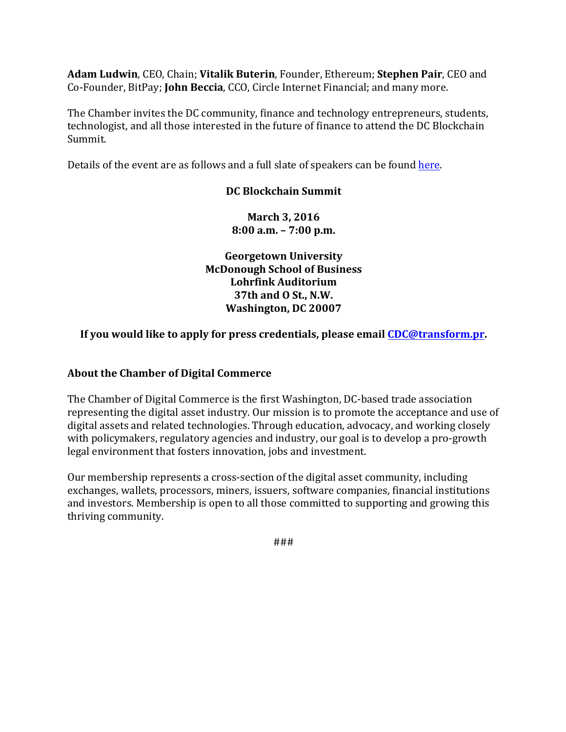**Adam Ludwin**, CEO, Chain; **Vitalik Buterin**, Founder, Ethereum; **Stephen Pair**, CEO and Co-Founder, BitPay; **John Beccia**, CCO, Circle Internet Financial; and many more.

The Chamber invites the DC community, finance and technology entrepreneurs, students, technologist, and all those interested in the future of finance to attend the DC Blockchain Summit.

Details of the event are as follows and a full slate of speakers can be found here.

**DC Blockchain Summit**

**March 3, 2016**
**8:00 a.m. – 7:00 p.m.**

**Georgetown University**
**McDonough School of Business**
**Lohrfink Auditorium**
**37th and O St., N.W.**
**Washington, DC 20007**

**If you would like to apply for press credentials, please email CDC@transform.pr.**

## About the Chamber of Digital Commerce

The Chamber of Digital Commerce is the first Washington, DC-based trade association representing the digital asset industry. Our mission is to promote the acceptance and use of digital assets and related technologies. Through education, advocacy, and working closely with policymakers, regulatory agencies and industry, our goal is to develop a pro-growth legal environment that fosters innovation, jobs and investment.

Our membership represents a cross-section of the digital asset community, including exchanges, wallets, processors, miners, issuers, software companies, financial institutions and investors. Membership is open to all those committed to supporting and growing this thriving community.

###